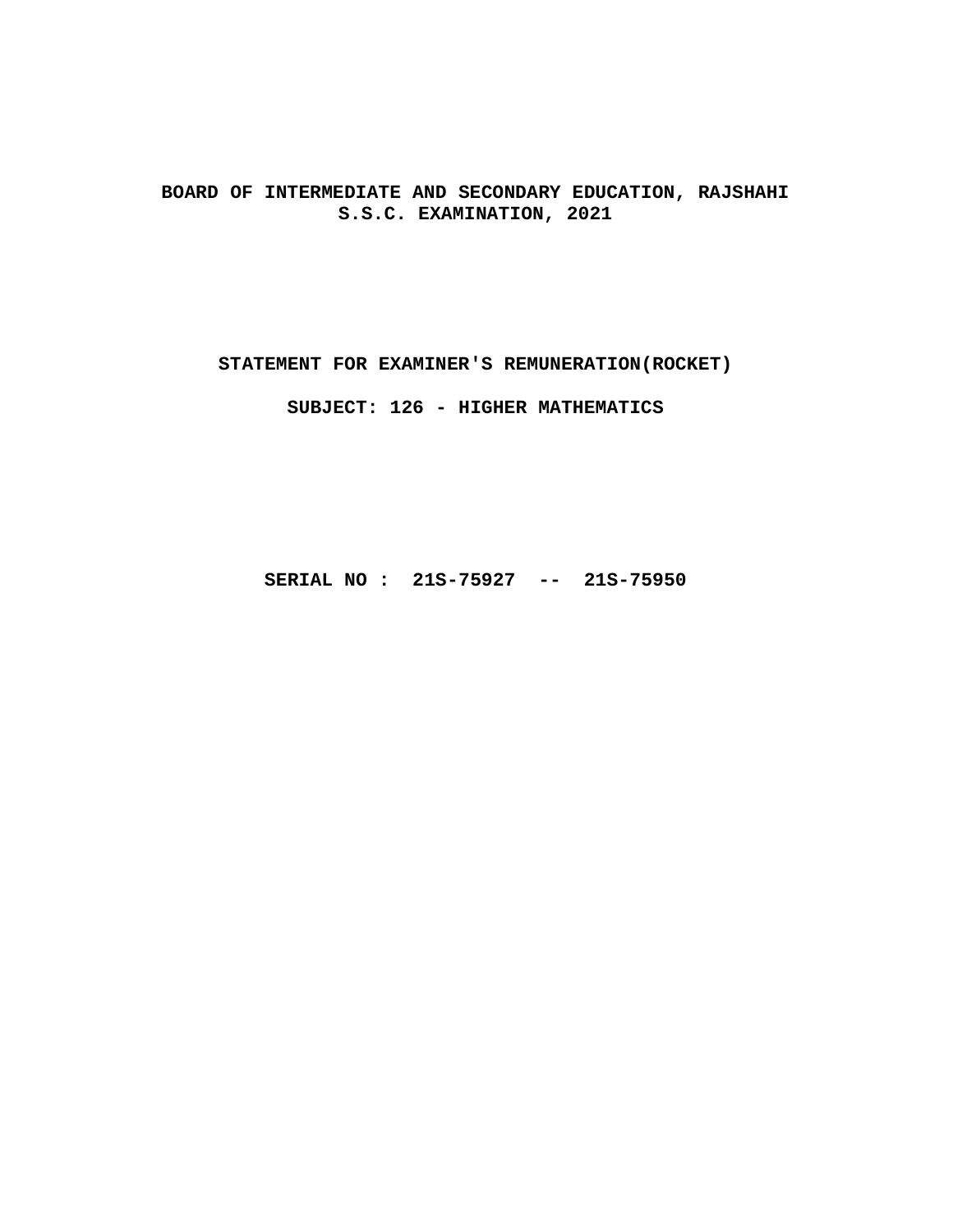**BOARD OF INTERMEDIATE AND SECONDARY EDUCATION, RAJSHAHI**
**S.S.C. EXAMINATION, 2021**

**STATEMENT FOR EXAMINER'S REMUNERATION(ROCKET)**

**SUBJECT: 126 - HIGHER MATHEMATICS**

**SERIAL NO : 21S-75927 -- 21S-75950**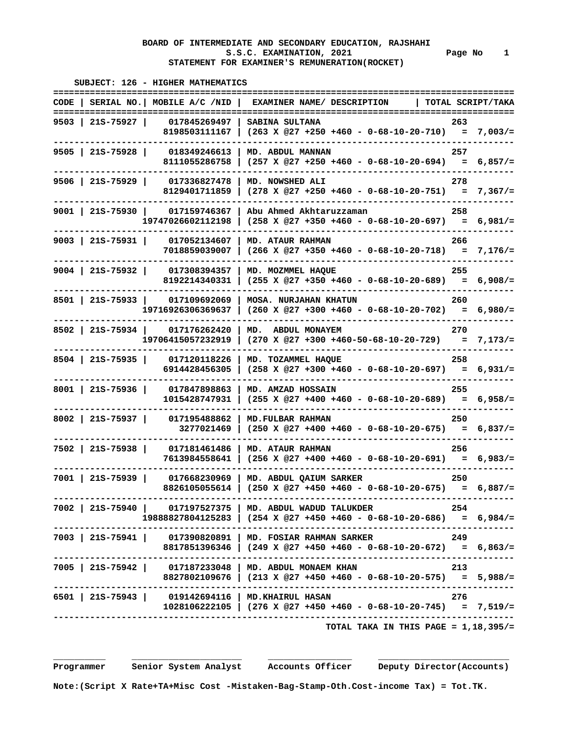**BOARD OF INTERMEDIATE AND SECONDARY EDUCATION, RAJSHAHI**
**S.S.C. EXAMINATION, 2021**
**STATEMENT FOR EXAMINER'S REMUNERATION(ROCKET)**

**SUBJECT: 126 - HIGHER MATHEMATICS**

| CODE | SERIAL NO. | MOBILE A/C /NID | EXAMINER NAME/ DESCRIPTION | TOTAL SCRIPT/TAKA |
|---|---|---|---|---|
| 9503 | 21S-75927 | 017845269497 | SABINA SULTANA | 263 |
| | | 8198503111167 | (263 X @27 +250 +460 - 0-68-10-20-710) | = 7,003/= |
| 9505 | 21S-75928 | 018349246613 | MD. ABDUL MANNAN | 257 |
| | | 8111055286758 | (257 X @27 +250 +460 - 0-68-10-20-694) | = 6,857/= |
| 9506 | 21S-75929 | 017336827478 | MD. NOWSHED ALI | 278 |
| | | 8129401711859 | (278 X @27 +250 +460 - 0-68-10-20-751) | = 7,367/= |
| 9001 | 21S-75930 | 017159746367 | Abu Ahmed Akhtaruzzaman | 258 |
| | | 19747026602112198 | (258 X @27 +350 +460 - 0-68-10-20-697) | = 6,981/= |
| 9003 | 21S-75931 | 017052134607 | MD. ATAUR RAHMAN | 266 |
| | | 7018859039007 | (266 X @27 +350 +460 - 0-68-10-20-718) | = 7,176/= |
| 9004 | 21S-75932 | 017308394357 | MD. MOZMMEL HAQUE | 255 |
| | | 8192214340331 | (255 X @27 +350 +460 - 0-68-10-20-689) | = 6,908/= |
| 8501 | 21S-75933 | 017109692069 | MOSA. NURJAHAN KHATUN | 260 |
| | | 19716926306369637 | (260 X @27 +300 +460 - 0-68-10-20-702) | = 6,980/= |
| 8502 | 21S-75934 | 017176262420 | MD. ABDUL MONAYEM | 270 |
| | | 19706415057232919 | (270 X @27 +300 +460-50-68-10-20-729) | = 7,173/= |
| 8504 | 21S-75935 | 017120118226 | MD. TOZAMMEL HAQUE | 258 |
| | | 6914428456305 | (258 X @27 +300 +460 - 0-68-10-20-697) | = 6,931/= |
| 8001 | 21S-75936 | 017847898863 | MD. AMZAD HOSSAIN | 255 |
| | | 1015428747931 | (255 X @27 +400 +460 - 0-68-10-20-689) | = 6,958/= |
| 8002 | 21S-75937 | 017195488862 | MD.FULBAR RAHMAN | 250 |
| | | 3277021469 | (250 X @27 +400 +460 - 0-68-10-20-675) | = 6,837/= |
| 7502 | 21S-75938 | 017181461486 | MD. ATAUR RAHMAN | 256 |
| | | 7613984558641 | (256 X @27 +400 +460 - 0-68-10-20-691) | = 6,983/= |
| 7001 | 21S-75939 | 017668230969 | MD. ABDUL QAIUM SARKER | 250 |
| | | 8826105055614 | (250 X @27 +450 +460 - 0-68-10-20-675) | = 6,887/= |
| 7002 | 21S-75940 | 017197527375 | MD. ABDUL WADUD TALUKDER | 254 |
| | | 19888827804125283 | (254 X @27 +450 +460 - 0-68-10-20-686) | = 6,984/= |
| 7003 | 21S-75941 | 017390820891 | MD. FOSIAR RAHMAN SARKER | 249 |
| | | 8817851396346 | (249 X @27 +450 +460 - 0-68-10-20-672) | = 6,863/= |
| 7005 | 21S-75942 | 017187233048 | MD. ABDUL MONAEM KHAN | 213 |
| | | 8827802109676 | (213 X @27 +450 +460 - 0-68-10-20-575) | = 5,988/= |
| 6501 | 21S-75943 | 019142694116 | MD.KHAIRUL HASAN | 276 |
| | | 1028106222105 | (276 X @27 +450 +460 - 0-68-10-20-745) | = 7,519/= |

**TOTAL TAKA IN THIS PAGE = 1,18,395/=**

**Programmer** | **Senior System Analyst** | **Accounts Officer** | **Deputy Director(Accounts)**

**Note:(Script X Rate+TA+Misc Cost -Mistaken-Bag-Stamp-Oth.Cost-income Tax) = Tot.TK.**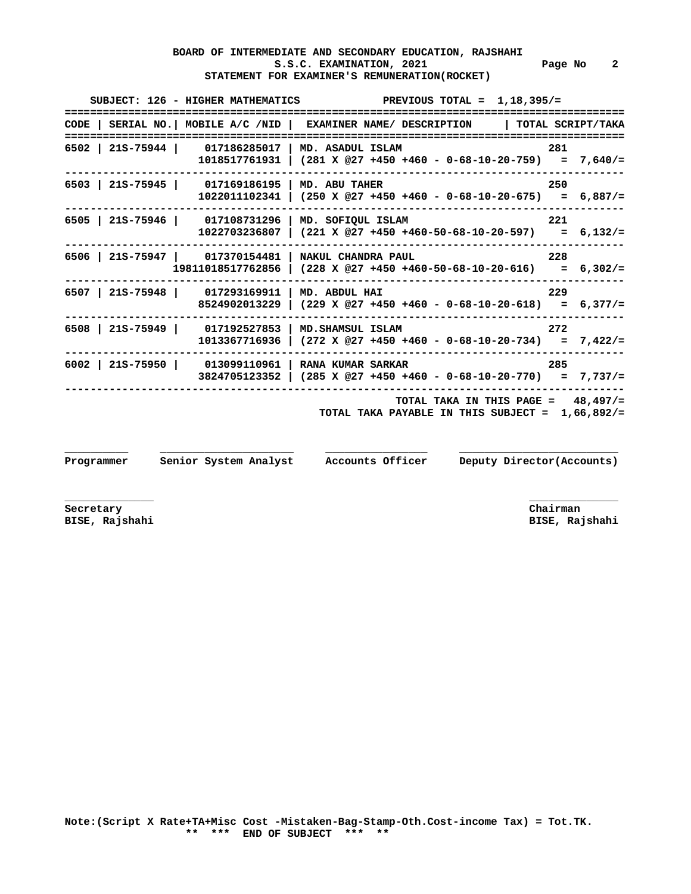**BOARD OF INTERMEDIATE AND SECONDARY EDUCATION, RAJSHAHI**
**S.S.C. EXAMINATION, 2021**
**STATEMENT FOR EXAMINER'S REMUNERATION(ROCKET)**

**SUBJECT: 126 - HIGHER MATHEMATICS** **PREVIOUS TOTAL = 1,18,395/=**

| CODE | SERIAL NO. | MOBILE A/C /NID | EXAMINER NAME/ DESCRIPTION | TOTAL SCRIPT/TAKA |
|---|---|---|---|---|
| 6502 | 21S-75944 | 017186285017<br>1018517761931 | MD. ASADUL ISLAM<br>(281 X @27 +450 +460 - 0-68-10-20-759) | 281<br>= 7,640/= |
| 6503 | 21S-75945 | 017169186195<br>1022011102341 | MD. ABU TAHER<br>(250 X @27 +450 +460 - 0-68-10-20-675) | 250<br>= 6,887/= |
| 6505 | 21S-75946 | 017108731296<br>1022703236807 | MD. SOFIQUL ISLAM<br>(221 X @27 +450 +460-50-68-10-20-597) | 221<br>= 6,132/= |
| 6506 | 21S-75947 | 017370154481<br>19811018517762856 | NAKUL CHANDRA PAUL<br>(228 X @27 +450 +460-50-68-10-20-616) | 228<br>= 6,302/= |
| 6507 | 21S-75948 | 017293169911<br>8524902013229 | MD. ABDUL HAI<br>(229 X @27 +450 +460 - 0-68-10-20-618) | 229<br>= 6,377/= |
| 6508 | 21S-75949 | 017192527853<br>1013367716936 | MD.SHAMSUL ISLAM<br>(272 X @27 +450 +460 - 0-68-10-20-734) | 272<br>= 7,422/= |
| 6002 | 21S-75950 | 013099110961<br>3824705123352 | RANA KUMAR SARKAR<br>(285 X @27 +450 +460 - 0-68-10-20-770) | 285<br>= 7,737/= |

**TOTAL TAKA IN THIS PAGE = 48,497/=**
**TOTAL TAKA PAYABLE IN THIS SUBJECT = 1,66,892/=**

Programmer &nbsp;&nbsp; Senior System Analyst &nbsp;&nbsp; Accounts Officer &nbsp;&nbsp; Deputy Director(Accounts)

Secretary
BISE, Rajshahi

Chairman
BISE, Rajshahi

Note:(Script X Rate+TA+Misc Cost -Mistaken-Bag-Stamp-Oth.Cost-income Tax) = Tot.TK.

** *** END OF SUBJECT *** **